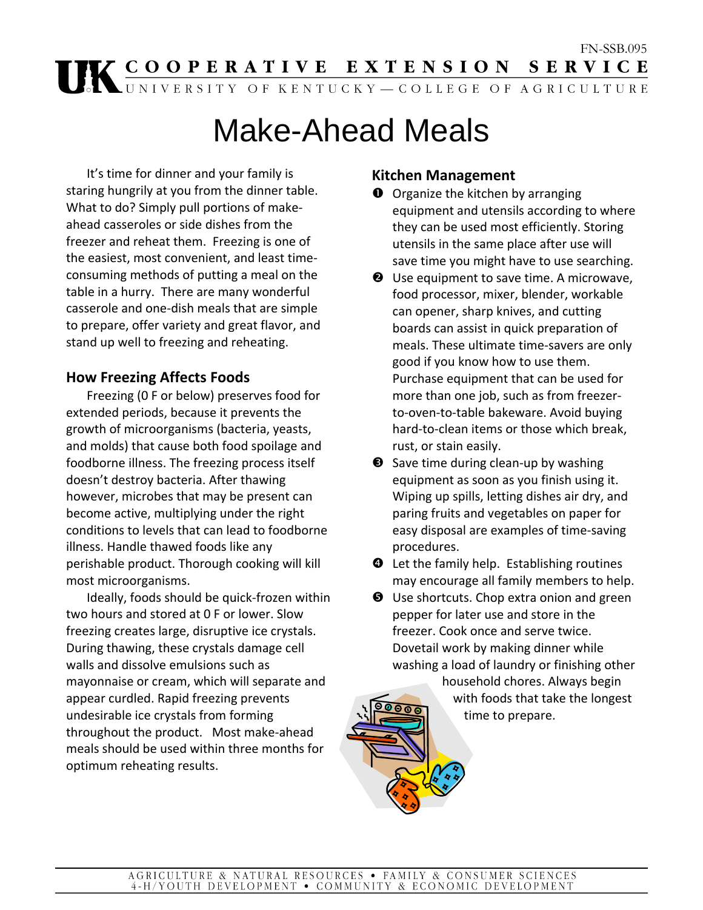FN-SSB.095

COOPERATIVE EXTENSION SERVICE
UNIVERSITY OF KENTUCKY — COLLEGE OF AGRICULTURE

# Make-Ahead Meals

It's time for dinner and your family is staring hungrily at you from the dinner table. What to do? Simply pull portions of make-ahead casseroles or side dishes from the freezer and reheat them. Freezing is one of the easiest, most convenient, and least time-consuming methods of putting a meal on the table in a hurry. There are many wonderful casserole and one-dish meals that are simple to prepare, offer variety and great flavor, and stand up well to freezing and reheating.

## How Freezing Affects Foods

Freezing (0 F or below) preserves food for extended periods, because it prevents the growth of microorganisms (bacteria, yeasts, and molds) that cause both food spoilage and foodborne illness. The freezing process itself doesn't destroy bacteria. After thawing however, microbes that may be present can become active, multiplying under the right conditions to levels that can lead to foodborne illness. Handle thawed foods like any perishable product. Thorough cooking will kill most microorganisms.

Ideally, foods should be quick-frozen within two hours and stored at 0 F or lower. Slow freezing creates large, disruptive ice crystals. During thawing, these crystals damage cell walls and dissolve emulsions such as mayonnaise or cream, which will separate and appear curdled. Rapid freezing prevents undesirable ice crystals from forming throughout the product. Most make-ahead meals should be used within three months for optimum reheating results.

## Kitchen Management

1. Organize the kitchen by arranging equipment and utensils according to where they can be used most efficiently. Storing utensils in the same place after use will save time you might have to use searching.
2. Use equipment to save time. A microwave, food processor, mixer, blender, workable can opener, sharp knives, and cutting boards can assist in quick preparation of meals. These ultimate time-savers are only good if you know how to use them. Purchase equipment that can be used for more than one job, such as from freezer-to-oven-to-table bakeware. Avoid buying hard-to-clean items or those which break, rust, or stain easily.
3. Save time during clean-up by washing equipment as soon as you finish using it. Wiping up spills, letting dishes air dry, and paring fruits and vegetables on paper for easy disposal are examples of time-saving procedures.
4. Let the family help. Establishing routines may encourage all family members to help.
5. Use shortcuts. Chop extra onion and green pepper for later use and store in the freezer. Cook once and serve twice. Dovetail work by making dinner while washing a load of laundry or finishing other household chores. Always begin with foods that take the longest time to prepare.

AGRICULTURE & NATURAL RESOURCES • FAMILY & CONSUMER SCIENCES
4-H/YOUTH DEVELOPMENT • COMMUNITY & ECONOMIC DEVELOPMENT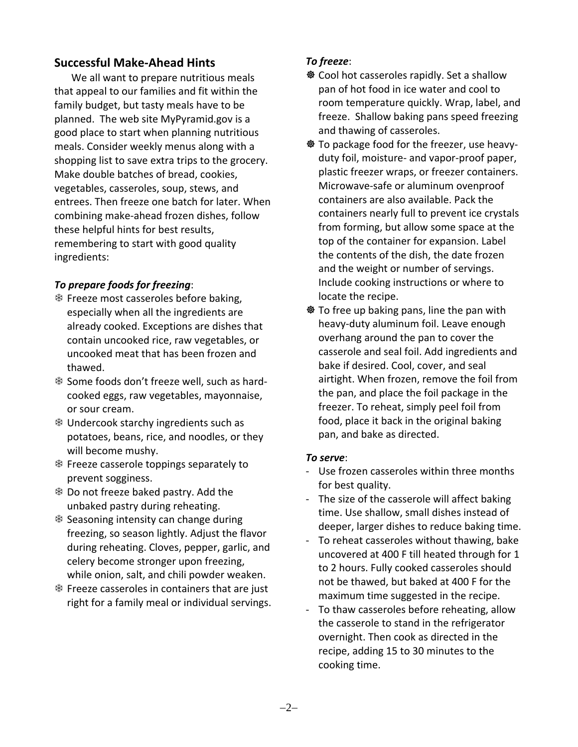## Successful Make-Ahead Hints

We all want to prepare nutritious meals that appeal to our families and fit within the family budget, but tasty meals have to be planned. The web site MyPyramid.gov is a good place to start when planning nutritious meals. Consider weekly menus along with a shopping list to save extra trips to the grocery. Make double batches of bread, cookies, vegetables, casseroles, soup, stews, and entrees. Then freeze one batch for later. When combining make-ahead frozen dishes, follow these helpful hints for best results, remembering to start with good quality ingredients:

***To prepare foods for freezing***:

- Freeze most casseroles before baking, especially when all the ingredients are already cooked. Exceptions are dishes that contain uncooked rice, raw vegetables, or uncooked meat that has been frozen and thawed.
- Some foods don't freeze well, such as hard-cooked eggs, raw vegetables, mayonnaise, or sour cream.
- Undercook starchy ingredients such as potatoes, beans, rice, and noodles, or they will become mushy.
- Freeze casserole toppings separately to prevent sogginess.
- Do not freeze baked pastry. Add the unbaked pastry during reheating.
- Seasoning intensity can change during freezing, so season lightly. Adjust the flavor during reheating. Cloves, pepper, garlic, and celery become stronger upon freezing, while onion, salt, and chili powder weaken.
- Freeze casseroles in containers that are just right for a family meal or individual servings.

***To freeze***:

- Cool hot casseroles rapidly. Set a shallow pan of hot food in ice water and cool to room temperature quickly. Wrap, label, and freeze. Shallow baking pans speed freezing and thawing of casseroles.
- To package food for the freezer, use heavy-duty foil, moisture- and vapor-proof paper, plastic freezer wraps, or freezer containers. Microwave-safe or aluminum ovenproof containers are also available. Pack the containers nearly full to prevent ice crystals from forming, but allow some space at the top of the container for expansion. Label the contents of the dish, the date frozen and the weight or number of servings. Include cooking instructions or where to locate the recipe.
- To free up baking pans, line the pan with heavy-duty aluminum foil. Leave enough overhang around the pan to cover the casserole and seal foil. Add ingredients and bake if desired. Cool, cover, and seal airtight. When frozen, remove the foil from the pan, and place the foil package in the freezer. To reheat, simply peel foil from food, place it back in the original baking pan, and bake as directed.

***To serve***:

- Use frozen casseroles within three months for best quality.
- The size of the casserole will affect baking time. Use shallow, small dishes instead of deeper, larger dishes to reduce baking time.
- To reheat casseroles without thawing, bake uncovered at 400 F till heated through for 1 to 2 hours. Fully cooked casseroles should not be thawed, but baked at 400 F for the maximum time suggested in the recipe.
- To thaw casseroles before reheating, allow the casserole to stand in the refrigerator overnight. Then cook as directed in the recipe, adding 15 to 30 minutes to the cooking time.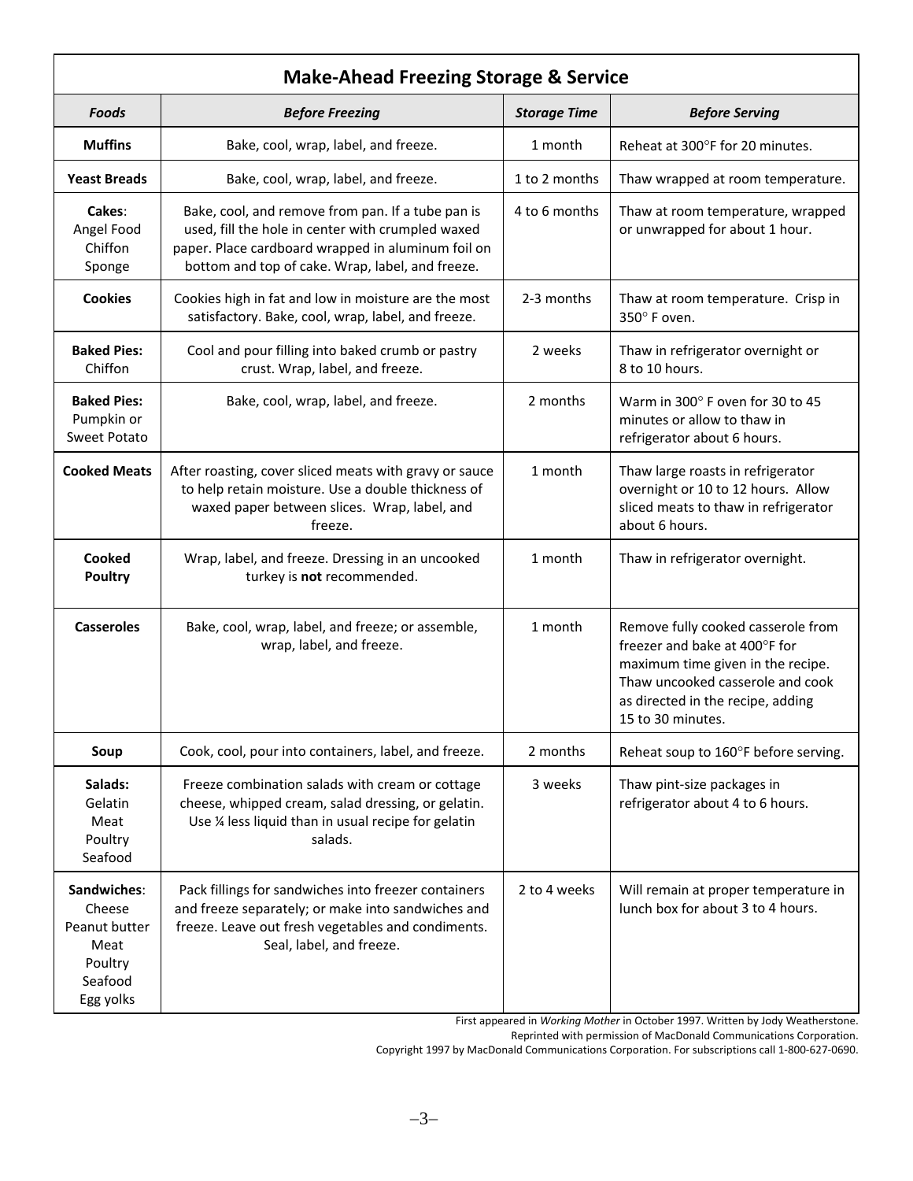## Make-Ahead Freezing Storage & Service

| *Foods* | *Before Freezing* | *Storage Time* | *Before Serving* |
|---|---|---|---|
| **Muffins** | Bake, cool, wrap, label, and freeze. | 1 month | Reheat at 300°F for 20 minutes. |
| **Yeast Breads** | Bake, cool, wrap, label, and freeze. | 1 to 2 months | Thaw wrapped at room temperature. |
| **Cakes**: Angel Food Chiffon Sponge | Bake, cool, and remove from pan. If a tube pan is used, fill the hole in center with crumpled waxed paper. Place cardboard wrapped in aluminum foil on bottom and top of cake. Wrap, label, and freeze. | 4 to 6 months | Thaw at room temperature, wrapped or unwrapped for about 1 hour. |
| **Cookies** | Cookies high in fat and low in moisture are the most satisfactory. Bake, cool, wrap, label, and freeze. | 2-3 months | Thaw at room temperature. Crisp in 350° F oven. |
| **Baked Pies:** Chiffon | Cool and pour filling into baked crumb or pastry crust. Wrap, label, and freeze. | 2 weeks | Thaw in refrigerator overnight or 8 to 10 hours. |
| **Baked Pies:** Pumpkin or Sweet Potato | Bake, cool, wrap, label, and freeze. | 2 months | Warm in 300° F oven for 30 to 45 minutes or allow to thaw in refrigerator about 6 hours. |
| **Cooked Meats** | After roasting, cover sliced meats with gravy or sauce to help retain moisture. Use a double thickness of waxed paper between slices. Wrap, label, and freeze. | 1 month | Thaw large roasts in refrigerator overnight or 10 to 12 hours. Allow sliced meats to thaw in refrigerator about 6 hours. |
| **Cooked Poultry** | Wrap, label, and freeze. Dressing in an uncooked turkey is **not** recommended. | 1 month | Thaw in refrigerator overnight. |
| **Casseroles** | Bake, cool, wrap, label, and freeze; or assemble, wrap, label, and freeze. | 1 month | Remove fully cooked casserole from freezer and bake at 400°F for maximum time given in the recipe. Thaw uncooked casserole and cook as directed in the recipe, adding 15 to 30 minutes. |
| **Soup** | Cook, cool, pour into containers, label, and freeze. | 2 months | Reheat soup to 160°F before serving. |
| **Salads:** Gelatin Meat Poultry Seafood | Freeze combination salads with cream or cottage cheese, whipped cream, salad dressing, or gelatin. Use ¼ less liquid than in usual recipe for gelatin salads. | 3 weeks | Thaw pint-size packages in refrigerator about 4 to 6 hours. |
| **Sandwiches**: Cheese Peanut butter Meat Poultry Seafood Egg yolks | Pack fillings for sandwiches into freezer containers and freeze separately; or make into sandwiches and freeze. Leave out fresh vegetables and condiments. Seal, label, and freeze. | 2 to 4 weeks | Will remain at proper temperature in lunch box for about 3 to 4 hours. |

First appeared in *Working Mother* in October 1997. Written by Jody Weatherstone.
Reprinted with permission of MacDonald Communications Corporation.
Copyright 1997 by MacDonald Communications Corporation. For subscriptions call 1-800-627-0690.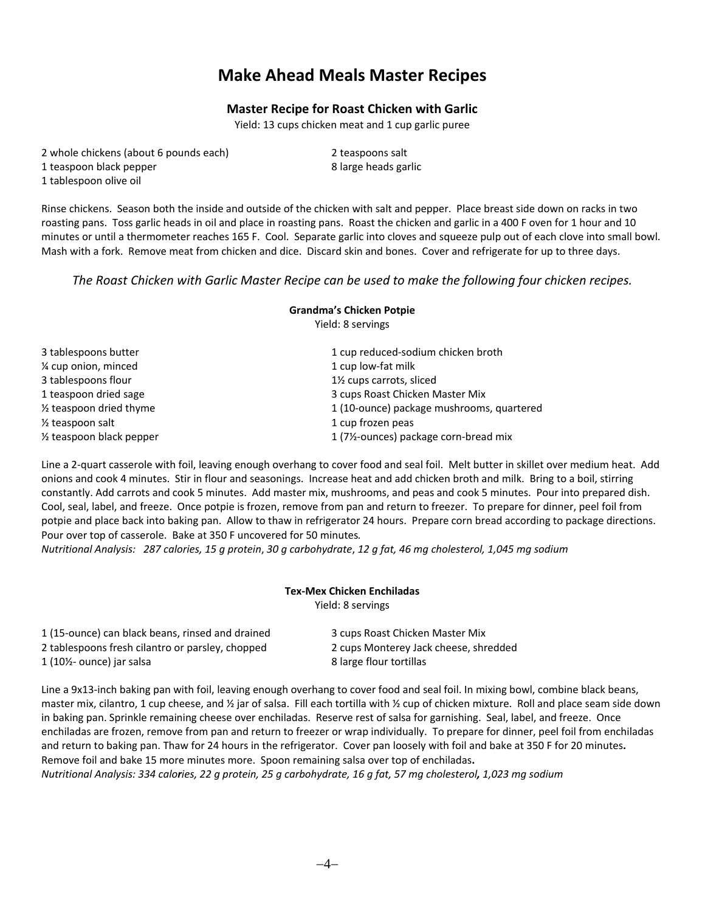# Make Ahead Meals Master Recipes

## Master Recipe for Roast Chicken with Garlic

Yield: 13 cups chicken meat and 1 cup garlic puree

- 2 whole chickens (about 6 pounds each)
- 1 teaspoon black pepper
- 1 tablespoon olive oil
- 2 teaspoons salt
- 8 large heads garlic

Rinse chickens. Season both the inside and outside of the chicken with salt and pepper. Place breast side down on racks in two roasting pans. Toss garlic heads in oil and place in roasting pans. Roast the chicken and garlic in a 400 F oven for 1 hour and 10 minutes or until a thermometer reaches 165 F. Cool. Separate garlic into cloves and squeeze pulp out of each clove into small bowl. Mash with a fork. Remove meat from chicken and dice. Discard skin and bones. Cover and refrigerate for up to three days.

*The Roast Chicken with Garlic Master Recipe can be used to make the following four chicken recipes.*

### Grandma's Chicken Potpie

Yield: 8 servings

- 3 tablespoons butter
- ¼ cup onion, minced
- 3 tablespoons flour
- 1 teaspoon dried sage
- ½ teaspoon dried thyme
- ½ teaspoon salt
- ½ teaspoon black pepper
- 1 cup reduced-sodium chicken broth
- 1 cup low-fat milk
- 1½ cups carrots, sliced
- 3 cups Roast Chicken Master Mix
- 1 (10-ounce) package mushrooms, quartered
- 1 cup frozen peas
- 1 (7½-ounces) package corn-bread mix

Line a 2-quart casserole with foil, leaving enough overhang to cover food and seal foil. Melt butter in skillet over medium heat. Add onions and cook 4 minutes. Stir in flour and seasonings. Increase heat and add chicken broth and milk. Bring to a boil, stirring constantly. Add carrots and cook 5 minutes. Add master mix, mushrooms, and peas and cook 5 minutes. Pour into prepared dish. Cool, seal, label, and freeze. Once potpie is frozen, remove from pan and return to freezer. To prepare for dinner, peel foil from potpie and place back into baking pan. Allow to thaw in refrigerator 24 hours. Prepare corn bread according to package directions. Pour over top of casserole. Bake at 350 F uncovered for 50 minutes.

*Nutritional Analysis: 287 calories, 15 g protein, 30 g carbohydrate, 12 g fat, 46 mg cholesterol, 1,045 mg sodium*

### Tex-Mex Chicken Enchiladas

Yield: 8 servings

- 1 (15-ounce) can black beans, rinsed and drained
- 2 tablespoons fresh cilantro or parsley, chopped
- 1 (10½- ounce) jar salsa
- 3 cups Roast Chicken Master Mix
- 2 cups Monterey Jack cheese, shredded
- 8 large flour tortillas

Line a 9x13-inch baking pan with foil, leaving enough overhang to cover food and seal foil. In mixing bowl, combine black beans, master mix, cilantro, 1 cup cheese, and ½ jar of salsa. Fill each tortilla with ½ cup of chicken mixture. Roll and place seam side down in baking pan. Sprinkle remaining cheese over enchiladas. Reserve rest of salsa for garnishing. Seal, label, and freeze. Once enchiladas are frozen, remove from pan and return to freezer or wrap individually. To prepare for dinner, peel foil from enchiladas and return to baking pan. Thaw for 24 hours in the refrigerator. Cover pan loosely with foil and bake at 350 F for 20 minutes. Remove foil and bake 15 more minutes more. Spoon remaining salsa over top of enchiladas.

*Nutritional Analysis: 334 calories, 22 g protein, 25 g carbohydrate, 16 g fat, 57 mg cholesterol, 1,023 mg sodium*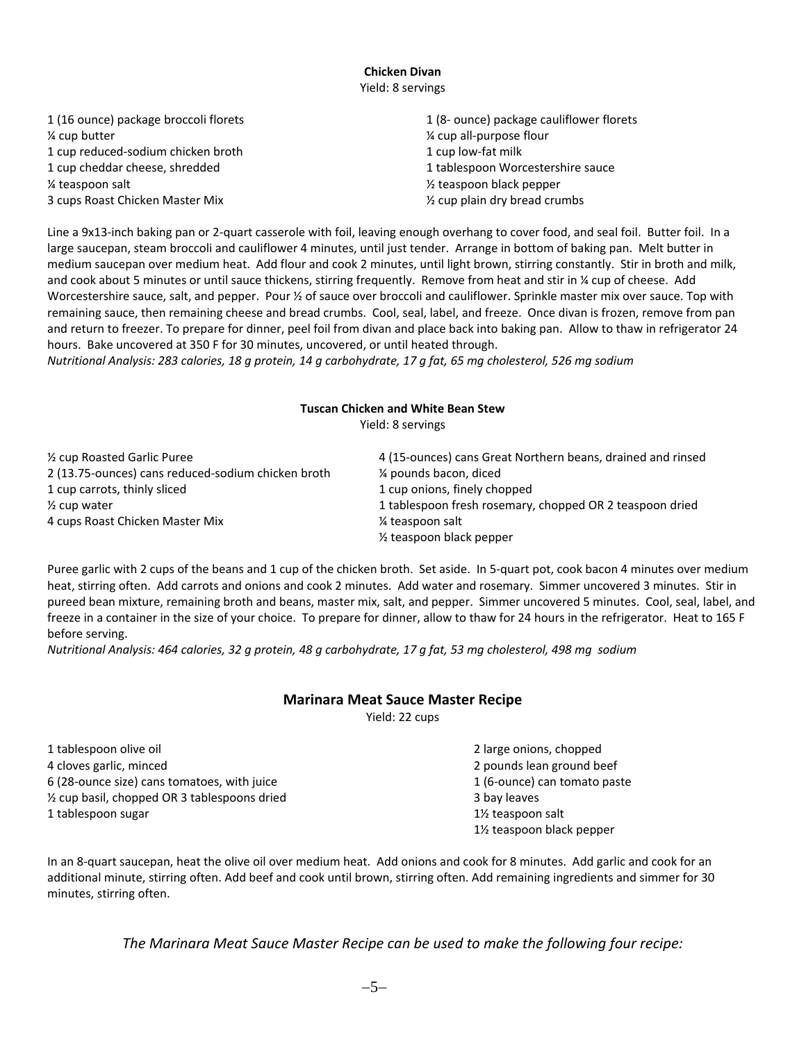**Chicken Divan**

Yield: 8 servings

1 (16 ounce) package broccoli florets
1 (8- ounce) package cauliflower florets
¼ cup butter
¼ cup all-purpose flour
1 cup reduced-sodium chicken broth
1 cup low-fat milk
1 cup cheddar cheese, shredded
1 tablespoon Worcestershire sauce
¼ teaspoon salt
½ teaspoon black pepper
3 cups Roast Chicken Master Mix
½ cup plain dry bread crumbs

Line a 9x13-inch baking pan or 2-quart casserole with foil, leaving enough overhang to cover food, and seal foil. Butter foil. In a large saucepan, steam broccoli and cauliflower 4 minutes, until just tender. Arrange in bottom of baking pan. Melt butter in medium saucepan over medium heat. Add flour and cook 2 minutes, until light brown, stirring constantly. Stir in broth and milk, and cook about 5 minutes or until sauce thickens, stirring frequently. Remove from heat and stir in ¼ cup of cheese. Add Worcestershire sauce, salt, and pepper. Pour ½ of sauce over broccoli and cauliflower. Sprinkle master mix over sauce. Top with remaining sauce, then remaining cheese and bread crumbs. Cool, seal, label, and freeze. Once divan is frozen, remove from pan and return to freezer. To prepare for dinner, peel foil from divan and place back into baking pan. Allow to thaw in refrigerator 24 hours. Bake uncovered at 350 F for 30 minutes, uncovered, or until heated through.

*Nutritional Analysis: 283 calories, 18 g protein, 14 g carbohydrate, 17 g fat, 65 mg cholesterol, 526 mg sodium*

**Tuscan Chicken and White Bean Stew**

Yield: 8 servings

½ cup Roasted Garlic Puree
4 (15-ounces) cans Great Northern beans, drained and rinsed
2 (13.75-ounces) cans reduced-sodium chicken broth
¼ pounds bacon, diced
1 cup carrots, thinly sliced
1 cup onions, finely chopped
½ cup water
1 tablespoon fresh rosemary, chopped OR 2 teaspoon dried
4 cups Roast Chicken Master Mix
¼ teaspoon salt
½ teaspoon black pepper

Puree garlic with 2 cups of the beans and 1 cup of the chicken broth. Set aside. In 5-quart pot, cook bacon 4 minutes over medium heat, stirring often. Add carrots and onions and cook 2 minutes. Add water and rosemary. Simmer uncovered 3 minutes. Stir in pureed bean mixture, remaining broth and beans, master mix, salt, and pepper. Simmer uncovered 5 minutes. Cool, seal, label, and freeze in a container in the size of your choice. To prepare for dinner, allow to thaw for 24 hours in the refrigerator. Heat to 165 F before serving.

*Nutritional Analysis: 464 calories, 32 g protein, 48 g carbohydrate, 17 g fat, 53 mg cholesterol, 498 mg sodium*

## Marinara Meat Sauce Master Recipe

Yield: 22 cups

1 tablespoon olive oil
2 large onions, chopped
4 cloves garlic, minced
2 pounds lean ground beef
6 (28-ounce size) cans tomatoes, with juice
1 (6-ounce) can tomato paste
½ cup basil, chopped OR 3 tablespoons dried
3 bay leaves
1 tablespoon sugar
1½ teaspoon salt
1½ teaspoon black pepper

In an 8-quart saucepan, heat the olive oil over medium heat. Add onions and cook for 8 minutes. Add garlic and cook for an additional minute, stirring often. Add beef and cook until brown, stirring often. Add remaining ingredients and simmer for 30 minutes, stirring often.

*The Marinara Meat Sauce Master Recipe can be used to make the following four recipe:*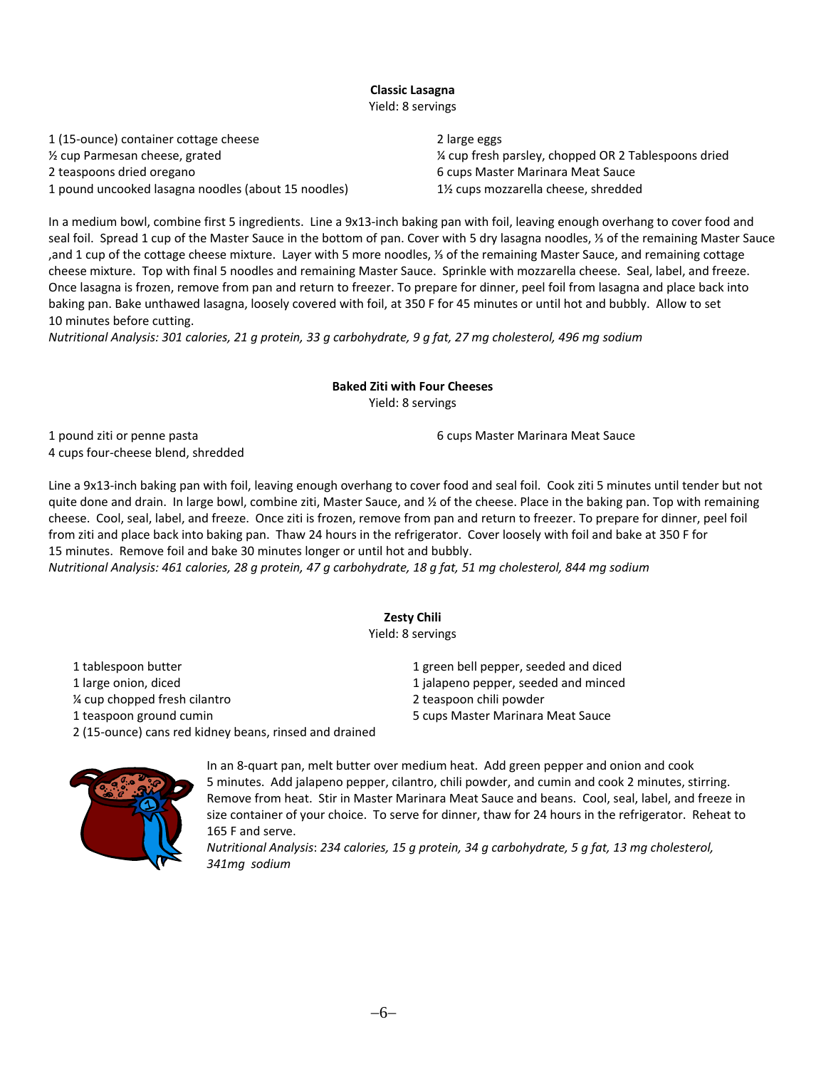**Classic Lasagna**

Yield: 8 servings

1 (15-ounce) container cottage cheese
½ cup Parmesan cheese, grated
2 teaspoons dried oregano
1 pound uncooked lasagna noodles (about 15 noodles)
2 large eggs
¼ cup fresh parsley, chopped OR 2 Tablespoons dried
6 cups Master Marinara Meat Sauce
1½ cups mozzarella cheese, shredded

In a medium bowl, combine first 5 ingredients. Line a 9x13-inch baking pan with foil, leaving enough overhang to cover food and seal foil. Spread 1 cup of the Master Sauce in the bottom of pan. Cover with 5 dry lasagna noodles, ⅓ of the remaining Master Sauce ,and 1 cup of the cottage cheese mixture. Layer with 5 more noodles, ⅓ of the remaining Master Sauce, and remaining cottage cheese mixture. Top with final 5 noodles and remaining Master Sauce. Sprinkle with mozzarella cheese. Seal, label, and freeze. Once lasagna is frozen, remove from pan and return to freezer. To prepare for dinner, peel foil from lasagna and place back into baking pan. Bake unthawed lasagna, loosely covered with foil, at 350 F for 45 minutes or until hot and bubbly. Allow to set 10 minutes before cutting.

*Nutritional Analysis: 301 calories, 21 g protein, 33 g carbohydrate, 9 g fat, 27 mg cholesterol, 496 mg sodium*

**Baked Ziti with Four Cheeses**

Yield: 8 servings

1 pound ziti or penne pasta
4 cups four-cheese blend, shredded
6 cups Master Marinara Meat Sauce

Line a 9x13-inch baking pan with foil, leaving enough overhang to cover food and seal foil. Cook ziti 5 minutes until tender but not quite done and drain. In large bowl, combine ziti, Master Sauce, and ½ of the cheese. Place in the baking pan. Top with remaining cheese. Cool, seal, label, and freeze. Once ziti is frozen, remove from pan and return to freezer. To prepare for dinner, peel foil from ziti and place back into baking pan. Thaw 24 hours in the refrigerator. Cover loosely with foil and bake at 350 F for 15 minutes. Remove foil and bake 30 minutes longer or until hot and bubbly.

*Nutritional Analysis: 461 calories, 28 g protein, 47 g carbohydrate, 18 g fat, 51 mg cholesterol, 844 mg sodium*

**Zesty Chili**

Yield: 8 servings

1 tablespoon butter
1 large onion, diced
¼ cup chopped fresh cilantro
1 teaspoon ground cumin
2 (15-ounce) cans red kidney beans, rinsed and drained
1 green bell pepper, seeded and diced
1 jalapeno pepper, seeded and minced
2 teaspoon chili powder
5 cups Master Marinara Meat Sauce

In an 8-quart pan, melt butter over medium heat. Add green pepper and onion and cook 5 minutes. Add jalapeno pepper, cilantro, chili powder, and cumin and cook 2 minutes, stirring. Remove from heat. Stir in Master Marinara Meat Sauce and beans. Cool, seal, label, and freeze in size container of your choice. To serve for dinner, thaw for 24 hours in the refrigerator. Reheat to 165 F and serve.

*Nutritional Analysis: 234 calories, 15 g protein, 34 g carbohydrate, 5 g fat, 13 mg cholesterol, 341mg sodium*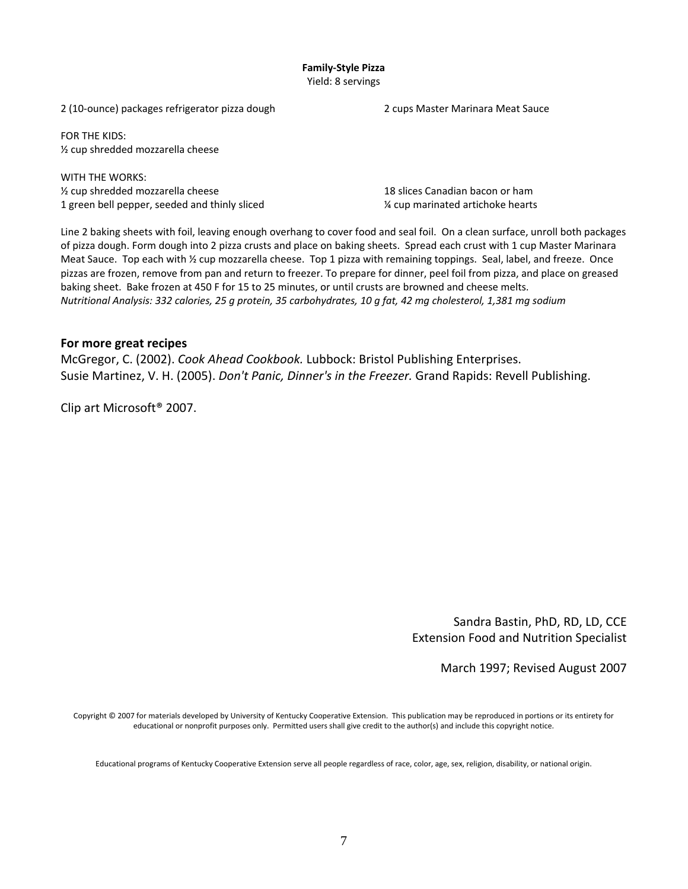**Family-Style Pizza**
Yield: 8 servings

2 (10-ounce) packages refrigerator pizza dough
2 cups Master Marinara Meat Sauce

FOR THE KIDS:
½ cup shredded mozzarella cheese

WITH THE WORKS:
½ cup shredded mozzarella cheese
1 green bell pepper, seeded and thinly sliced
18 slices Canadian bacon or ham
¼ cup marinated artichoke hearts

Line 2 baking sheets with foil, leaving enough overhang to cover food and seal foil. On a clean surface, unroll both packages of pizza dough. Form dough into 2 pizza crusts and place on baking sheets. Spread each crust with 1 cup Master Marinara Meat Sauce. Top each with ½ cup mozzarella cheese. Top 1 pizza with remaining toppings. Seal, label, and freeze. Once pizzas are frozen, remove from pan and return to freezer. To prepare for dinner, peel foil from pizza, and place on greased baking sheet. Bake frozen at 450 F for 15 to 25 minutes, or until crusts are browned and cheese melts.
*Nutritional Analysis: 332 calories, 25 g protein, 35 carbohydrates, 10 g fat, 42 mg cholesterol, 1,381 mg sodium*

## For more great recipes

McGregor, C. (2002). *Cook Ahead Cookbook.* Lubbock: Bristol Publishing Enterprises.
Susie Martinez, V. H. (2005). *Don't Panic, Dinner's in the Freezer.* Grand Rapids: Revell Publishing.

Clip art Microsoft® 2007.

Sandra Bastin, PhD, RD, LD, CCE
Extension Food and Nutrition Specialist

March 1997; Revised August 2007

Copyright © 2007 for materials developed by University of Kentucky Cooperative Extension. This publication may be reproduced in portions or its entirety for educational or nonprofit purposes only. Permitted users shall give credit to the author(s) and include this copyright notice.

Educational programs of Kentucky Cooperative Extension serve all people regardless of race, color, age, sex, religion, disability, or national origin.